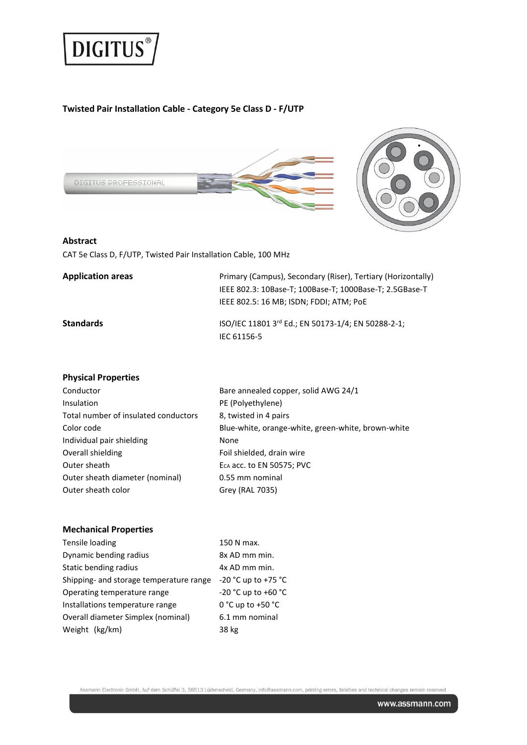DIGITUS®

## Twisted Pair Installation Cable - Category 5e Class D - F/UTP

### Abstract

CAT 5e Class D, F/UTP, Twisted Pair Installation Cable, 100 MHz

| | |
|---|---|
| **Application areas** | Primary (Campus), Secondary (Riser), Tertiary (Horizontally)<br>IEEE 802.3: 10Base-T; 100Base-T; 1000Base-T; 2.5GBase-T<br>IEEE 802.5: 16 MB; ISDN; FDDI; ATM; PoE |
| **Standards** | ISO/IEC 11801 3rd Ed.; EN 50173-1/4; EN 50288-2-1;<br>IEC 61156-5 |

### Physical Properties

| | |
|---|---|
| Conductor | Bare annealed copper, solid AWG 24/1 |
| Insulation | PE (Polyethylene) |
| Total number of insulated conductors | 8, twisted in 4 pairs |
| Color code | Blue-white, orange-white, green-white, brown-white |
| Individual pair shielding | None |
| Overall shielding | Foil shielded, drain wire |
| Outer sheath | $E_{CA}$ acc. to EN 50575; PVC |
| Outer sheath diameter (nominal) | 0.55 mm nominal |
| Outer sheath color | Grey (RAL 7035) |

### Mechanical Properties

| | |
|---|---|
| Tensile loading | 150 N max. |
| Dynamic bending radius | 8x AD mm min. |
| Static bending radius | 4x AD mm min. |
| Shipping- and storage temperature range | -20 °C up to +75 °C |
| Operating temperature range | -20 °C up to +60 °C |
| Installations temperature range | 0 °C up to +50 °C |
| Overall diameter Simplex (nominal) | 6.1 mm nominal |
| Weight (kg/km) | 38 kg |

Assmann Electronic GmbH, Auf dem Schüffel 3, 58513 Lüdenscheid, Germany, info@assmann.com, printing errors, falsities and technical changes remain reserved

www.assmann.com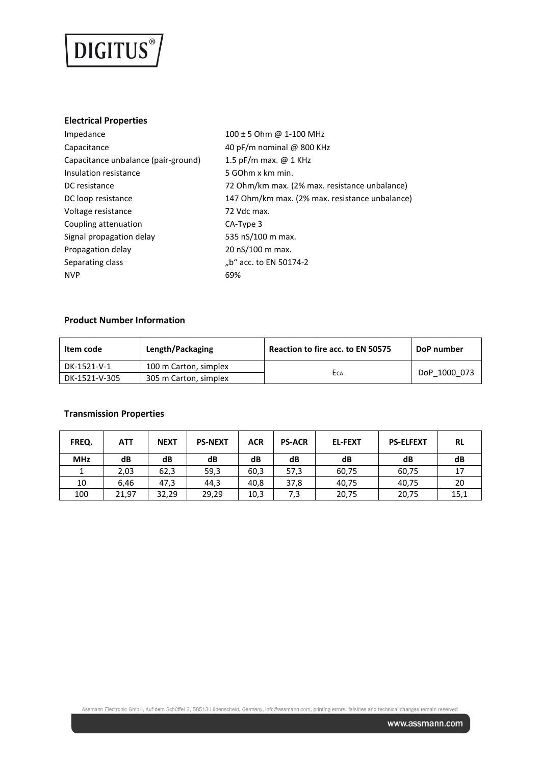### Electrical Properties

| | |
|---|---|
| Impedance | 100 ± 5 Ohm @ 1-100 MHz |
| Capacitance | 40 pF/m nominal @ 800 KHz |
| Capacitance unbalance (pair-ground) | 1.5 pF/m max. @ 1 KHz |
| Insulation resistance | 5 GOhm x km min. |
| DC resistance | 72 Ohm/km max. (2% max. resistance unbalance) |
| DC loop resistance | 147 Ohm/km max. (2% max. resistance unbalance) |
| Voltage resistance | 72 Vdc max. |
| Coupling attenuation | CA-Type 3 |
| Signal propagation delay | 535 nS/100 m max. |
| Propagation delay | 20 nS/100 m max. |
| Separating class | „b“ acc. to EN 50174-2 |
| NVP | 69% |

### Product Number Information

| Item code | Length/Packaging | Reaction to fire acc. to EN 50575 | DoP number |
|---|---|---|---|
| DK-1521-V-1 | 100 m Carton, simplex | $E_{CA}$ | DoP_1000_073 |
| DK-1521-V-305 | 305 m Carton, simplex | | |

### Transmission Properties

| FREQ. | ATT | NEXT | PS-NEXT | ACR | PS-ACR | EL-FEXT | PS-ELFEXT | RL |
|---|---|---|---|---|---|---|---|---|
| MHz | dB | dB | dB | dB | dB | dB | dB | dB |
| 1 | 2,03 | 62,3 | 59,3 | 60,3 | 57,3 | 60,75 | 60,75 | 17 |
| 10 | 6,46 | 47,3 | 44,3 | 40,8 | 37,8 | 40,75 | 40,75 | 20 |
| 100 | 21,97 | 32,29 | 29,29 | 10,3 | 7,3 | 20,75 | 20,75 | 15,1 |